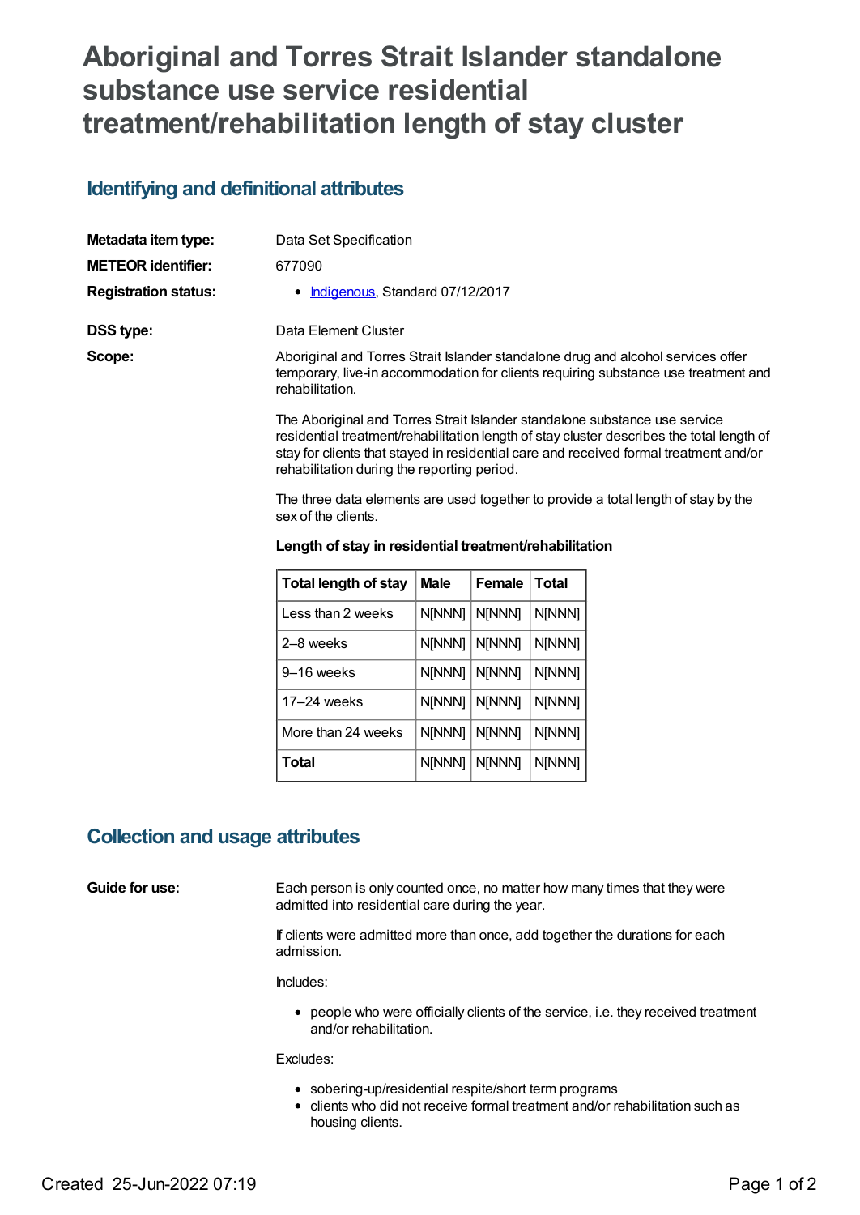# Aboriginal and Torres Strait Islander standalone substance use service residential treatment/rehabilitation length of stay cluster

## Identifying and definitional attributes

**Metadata item type:** Data Set Specification

**METEOR identifier:** 677090

**Registration status:**
- Indigenous, Standard 07/12/2017

**DSS type:** Data Element Cluster

**Scope:** Aboriginal and Torres Strait Islander standalone drug and alcohol services offer temporary, live-in accommodation for clients requiring substance use treatment and rehabilitation.

The Aboriginal and Torres Strait Islander standalone substance use service residential treatment/rehabilitation length of stay cluster describes the total length of stay for clients that stayed in residential care and received formal treatment and/or rehabilitation during the reporting period.

The three data elements are used together to provide a total length of stay by the sex of the clients.

**Length of stay in residential treatment/rehabilitation**

| Total length of stay | Male | Female | Total |
|---|---|---|---|
| Less than 2 weeks | N[NNN] | N[NNN] | N[NNN] |
| 2–8 weeks | N[NNN] | N[NNN] | N[NNN] |
| 9–16 weeks | N[NNN] | N[NNN] | N[NNN] |
| 17–24 weeks | N[NNN] | N[NNN] | N[NNN] |
| More than 24 weeks | N[NNN] | N[NNN] | N[NNN] |
| **Total** | N[NNN] | N[NNN] | N[NNN] |

## Collection and usage attributes

**Guide for use:** Each person is only counted once, no matter how many times that they were admitted into residential care during the year.

If clients were admitted more than once, add together the durations for each admission.

Includes:

- people who were officially clients of the service, i.e. they received treatment and/or rehabilitation.

Excludes:

- sobering-up/residential respite/short term programs
- clients who did not receive formal treatment and/or rehabilitation such as housing clients.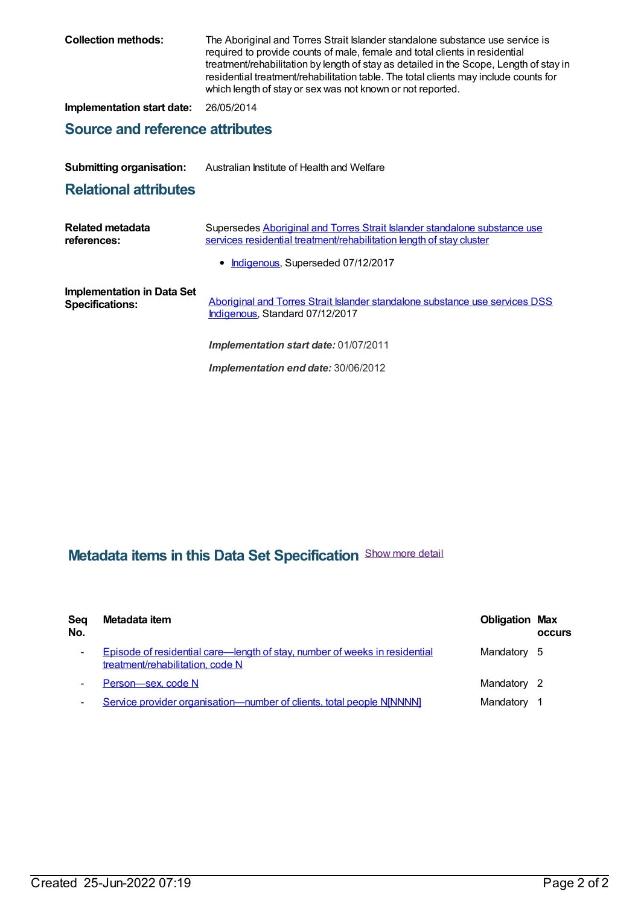**Collection methods:** The Aboriginal and Torres Strait Islander standalone substance use service is required to provide counts of male, female and total clients in residential treatment/rehabilitation by length of stay as detailed in the Scope, Length of stay in residential treatment/rehabilitation table. The total clients may include counts for which length of stay or sex was not known or not reported.

**Implementation start date:** 26/05/2014

## Source and reference attributes

**Submitting organisation:** Australian Institute of Health and Welfare

## Relational attributes

**Related metadata references:** Supersedes Aboriginal and Torres Strait Islander standalone substance use services residential treatment/rehabilitation length of stay cluster

- Indigenous, Superseded 07/12/2017

**Implementation in Data Set Specifications:** Aboriginal and Torres Strait Islander standalone substance use services DSS Indigenous, Standard 07/12/2017

*Implementation start date:* 01/07/2011

*Implementation end date:* 30/06/2012

## Metadata items in this Data Set Specification Show more detail

| Seq No. | Metadata item | Obligation | Max occurs |
|---|---|---|---|
| - | Episode of residential care—length of stay, number of weeks in residential treatment/rehabilitation, code N | Mandatory | 5 |
| - | Person—sex, code N | Mandatory | 2 |
| - | Service provider organisation—number of clients, total people N[NNNN] | Mandatory | 1 |